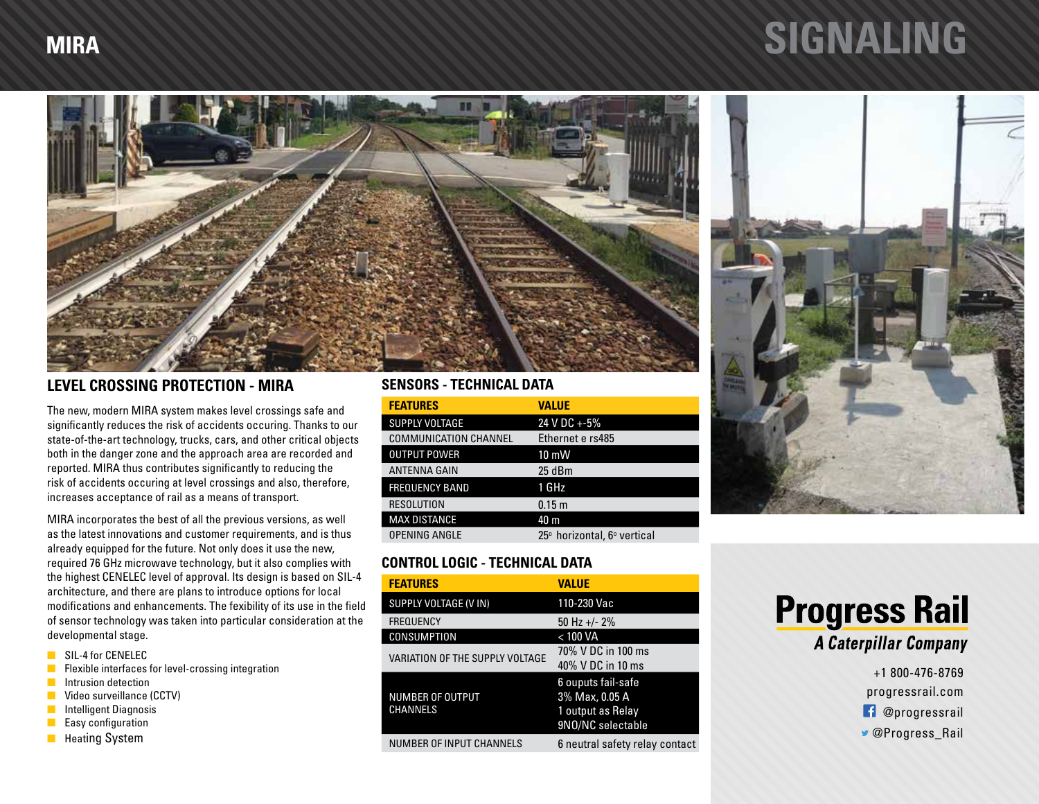# MIRA

# SIGNALING

## LEVEL CROSSING PROTECTION - MIRA

The new, modern MIRA system makes level crossings safe and significantly reduces the risk of accidents occuring. Thanks to our state-of-the-art technology, trucks, cars, and other critical objects both in the danger zone and the approach area are recorded and reported. MIRA thus contributes significantly to reducing the risk of accidents occuring at level crossings and also, therefore, increases acceptance of rail as a means of transport.

MIRA incorporates the best of all the previous versions, as well as the latest innovations and customer requirements, and is thus already equipped for the future. Not only does it use the new, required 76 GHz microwave technology, but it also complies with the highest CENELEC level of approval. Its design is based on SIL-4 architecture, and there are plans to introduce options for local modifications and enhancements. The fexibility of its use in the field of sensor technology was taken into particular consideration at the developmental stage.

- SIL-4 for CENELEC
- Flexible interfaces for level-crossing integration
- Intrusion detection
- Video surveillance (CCTV)
- Intelligent Diagnosis
- Easy configuration
- Heating System

## SENSORS - TECHNICAL DATA

| FEATURES | VALUE |
|---|---|
| SUPPLY VOLTAGE | 24 V DC +-5% |
| COMMUNICATION CHANNEL | Ethernet e rs485 |
| OUTPUT POWER | 10 mW |
| ANTENNA GAIN | 25 dBm |
| FREQUENCY BAND | 1 GHz |
| RESOLUTION | 0.15 m |
| MAX DISTANCE | 40 m |
| OPENING ANGLE | 25° horizontal, 6° vertical |

## CONTROL LOGIC - TECHNICAL DATA

| FEATURES | VALUE |
|---|---|
| SUPPLY VOLTAGE (V IN) | 110-230 Vac |
| FREQUENCY | 50 Hz +/- 2% |
| CONSUMPTION | < 100 VA |
| VARIATION OF THE SUPPLY VOLTAGE | 70% V DC in 100 ms<br>40% V DC in 10 ms |
| NUMBER OF OUTPUT CHANNELS | 6 ouputs fail-safe<br>3% Max, 0.05 A<br>1 output as Relay<br>9NO/NC selectable |
| NUMBER OF INPUT CHANNELS | 6 neutral safety relay contact |

**Progress Rail**
*A Caterpillar Company*

+1 800-476-8769
progressrail.com
@progressrail
@Progress_Rail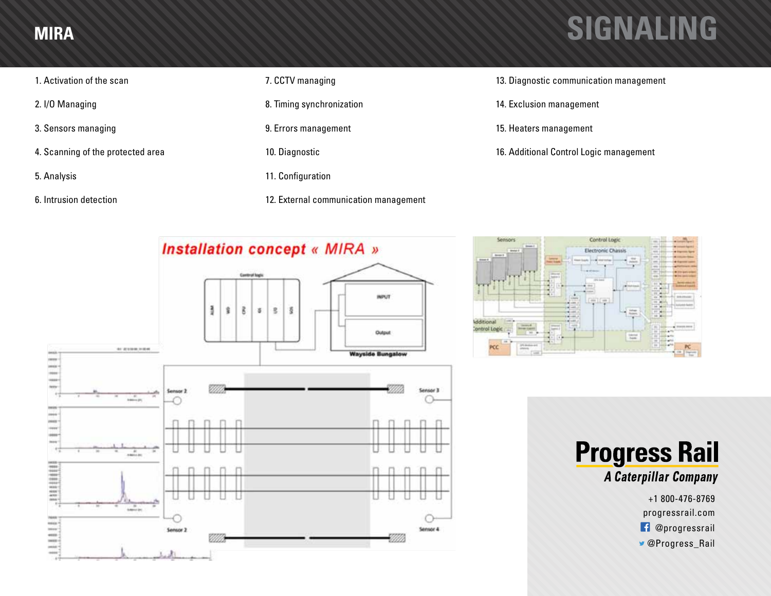1. Activation of the scan
2. I/O Managing
3. Sensors managing
4. Scanning of the protected area
5. Analysis
6. Intrusion detection
7. CCTV managing
8. Timing synchronization
9. Errors management
10. Diagnostic
11. Configuration
12. External communication management
13. Diagnostic communication management
14. Exclusion management
15. Heaters management
16. Additional Control Logic management

Installation concept « MIRA »

Control logic

ALIM

WD

CPU

IO

I/O

VOS

INPUT

Output

Wayside Bungalow

Sensor 2

Sensor 3

Sensor 2

Sensor 4

Sensors

Control Logic

Electronic Chassis

Additional Control Logic

PCC

PC

**Progress Rail**
*A Caterpillar Company*

+1 800-476-8769
progressrail.com
@progressrail
@Progress_Rail